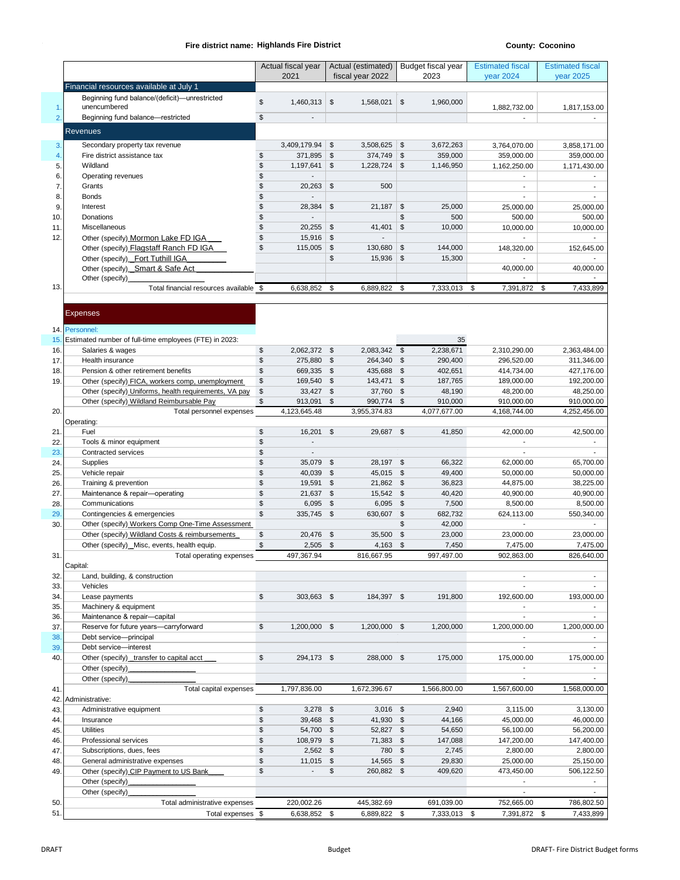**Fire district name: Highlands Fire District** **County: Coconino**

| # | | Actual fiscal year 2021 | Actual (estimated) fiscal year 2022 | Budget fiscal year 2023 | Estimated fiscal year 2024 | Estimated fiscal year 2025 |
|---|---|---|---|---|---|---|
| | **Financial resources available at July 1** | | | | | |
| 1. | Beginning fund balance/(deficit)—unrestricted unencumbered | $ 1,460,313 | $ 1,568,021 | $ 1,960,000 | 1,882,732.00 | 1,817,153.00 |
| 2. | Beginning fund balance—restricted | $ - | | | - | - |
| | **Revenues** | | | | | |
| 3. | Secondary property tax revenue | 3,409,179.94 | $ 3,508,625 | $ 3,672,263 | 3,764,070.00 | 3,858,171.00 |
| 4. | Fire district assistance tax | $ 371,895 | $ 374,749 | $ 359,000 | 359,000.00 | 359,000.00 |
| 5. | Wildland | $ 1,197,641 | $ 1,228,724 | $ 1,146,950 | 1,162,250.00 | 1,171,430.00 |
| 6. | Operating revenues | $ - | | | - | - |
| 7. | Grants | $ 20,263 | $ 500 | | - | - |
| 8. | Bonds | $ - | | | - | - |
| 9. | Interest | $ 28,384 | $ 21,187 | $ 25,000 | 25,000.00 | 25,000.00 |
| 10. | Donations | $ - | | $ 500 | 500.00 | 500.00 |
| 11. | Miscellaneous | $ 20,255 | $ 41,401 | $ 10,000 | 10,000.00 | 10,000.00 |
| 12. | Other (specify) Mormon Lake FD IGA | $ 15,916 | $ - | | - | - |
| | Other (specify) Flagstaff Ranch FD IGA | $ 115,005 | $ 130,680 | $ 144,000 | 148,320.00 | 152,645.00 |
| | Other (specify) Fort Tuthill IGA | | $ 15,936 | $ 15,300 | - | - |
| | Other (specify) Smart & Safe Act | | | | 40,000.00 | 40,000.00 |
| | Other (specify) | | | | - | - |
| 13. | Total financial resources available | $ 6,638,852 | $ 6,889,822 | $ 7,333,013 | $ 7,391,872 | $ 7,433,899 |
| | **Expenses** | | | | | |
| 14. | Personnel: | | | | | |
| 15. | Estimated number of full-time employees (FTE) in 2023: | | | 35 | | |
| 16. | Salaries & wages | $ 2,062,372 | $ 2,083,342 | $ 2,238,671 | 2,310,290.00 | 2,363,484.00 |
| 17. | Health insurance | $ 275,880 | $ 264,340 | $ 290,400 | 296,520.00 | 311,346.00 |
| 18. | Pension & other retirement benefits | $ 669,335 | $ 435,688 | $ 402,651 | 414,734.00 | 427,176.00 |
| 19. | Other (specify) FICA, workers comp, unemployment | $ 169,540 | $ 143,471 | $ 187,765 | 189,000.00 | 192,200.00 |
| | Other (specify) Uniforms, health requirements, VA pay | $ 33,427 | $ 37,760 | $ 48,190 | 48,200.00 | 48,250.00 |
| | Other (specify) Wildland Reimbursable Pay | $ 913,091 | $ 990,774 | $ 910,000 | 910,000.00 | 910,000.00 |
| 20. | Total personnel expenses | 4,123,645.48 | 3,955,374.83 | 4,077,677.00 | 4,168,744.00 | 4,252,456.00 |
| | Operating: | | | | | |
| 21. | Fuel | $ 16,201 | $ 29,687 | $ 41,850 | 42,000.00 | 42,500.00 |
| 22. | Tools & minor equipment | $ - | | | - | - |
| 23. | Contracted services | $ - | | | - | - |
| 24. | Supplies | $ 35,079 | $ 28,197 | $ 66,322 | 62,000.00 | 65,700.00 |
| 25. | Vehicle repair | $ 40,039 | $ 45,015 | $ 49,400 | 50,000.00 | 50,000.00 |
| 26. | Training & prevention | $ 19,591 | $ 21,862 | $ 36,823 | 44,875.00 | 38,225.00 |
| 27. | Maintenance & repair—operating | $ 21,637 | $ 15,542 | $ 40,420 | 40,900.00 | 40,900.00 |
| 28. | Communications | $ 6,095 | $ 6,095 | $ 7,500 | 8,500.00 | 8,500.00 |
| 29. | Contingencies & emergencies | $ 335,745 | $ 630,607 | $ 682,732 | 624,113.00 | 550,340.00 |
| 30. | Other (specify) Workers Comp One-Time Assessment | | | $ 42,000 | - | - |
| | Other (specify) Wildland Costs & reimbursements | $ 20,476 | $ 35,500 | $ 23,000 | 23,000.00 | 23,000.00 |
| | Other (specify) Misc, events, health equip. | $ 2,505 | $ 4,163 | $ 7,450 | 7,475.00 | 7,475.00 |
| 31. | Total operating expenses | 497,367.94 | 816,667.95 | 997,497.00 | 902,863.00 | 826,640.00 |
| | Capital: | | | | | |
| 32. | Land, building, & construction | | | | - | - |
| 33. | Vehicles | | | | - | - |
| 34. | Lease payments | $ 303,663 | $ 184,397 | $ 191,800 | 192,600.00 | 193,000.00 |
| 35. | Machinery & equipment | | | | - | - |
| 36. | Maintenance & repair—capital | | | | - | - |
| 37. | Reserve for future years—carryforward | $ 1,200,000 | $ 1,200,000 | $ 1,200,000 | 1,200,000.00 | 1,200,000.00 |
| 38. | Debt service—principal | | | | - | - |
| 39. | Debt service—interest | | | | - | - |
| 40. | Other (specify) transfer to capital acct | $ 294,173 | $ 288,000 | $ 175,000 | 175,000.00 | 175,000.00 |
| | Other (specify) | | | | - | - |
| | Other (specify) | | | | - | - |
| 41. | Total capital expenses | 1,797,836.00 | 1,672,396.67 | 1,566,800.00 | 1,567,600.00 | 1,568,000.00 |
| 42. | Administrative: | | | | | |
| 43. | Administrative equipment | $ 3,278 | $ 3,016 | $ 2,940 | 3,115.00 | 3,130.00 |
| 44. | Insurance | $ 39,468 | $ 41,930 | $ 44,166 | 45,000.00 | 46,000.00 |
| 45. | Utilities | $ 54,700 | $ 52,827 | $ 54,650 | 56,100.00 | 56,200.00 |
| 46. | Professional services | $ 108,979 | $ 71,383 | $ 147,088 | 147,200.00 | 147,400.00 |
| 47. | Subscriptions, dues, fees | $ 2,562 | $ 780 | $ 2,745 | 2,800.00 | 2,800.00 |
| 48. | General administrative expenses | $ 11,015 | $ 14,565 | $ 29,830 | 25,000.00 | 25,150.00 |
| 49. | Other (specify) CIP Payment to US Bank | $ - | $ 260,882 | $ 409,620 | 473,450.00 | 506,122.50 |
| | Other (specify) | | | | - | - |
| | Other (specify) | | | | - | - |
| 50. | Total administrative expenses | 220,002.26 | 445,382.69 | 691,039.00 | 752,665.00 | 786,802.50 |
| 51. | Total expenses | $ 6,638,852 | $ 6,889,822 | $ 7,333,013 | $ 7,391,872 | $ 7,433,899 |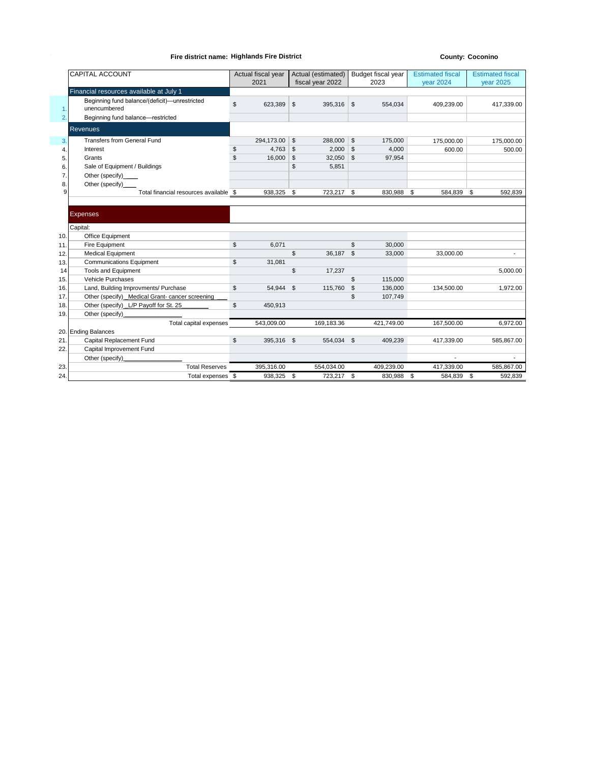**Fire district name: Highlands Fire District** **County: Coconino**

| | CAPITAL ACCOUNT | Actual fiscal year 2021 | Actual (estimated) fiscal year 2022 | Budget fiscal year 2023 | Estimated fiscal year 2024 | Estimated fiscal year 2025 |
|---|---|---|---|---|---|---|
| | **Financial resources available at July 1** | | | | | |
| 1. | Beginning fund balance/(deficit)—unrestricted unencumbered | $ 623,389 | $ 395,316 | $ 554,034 | 409,239.00 | 417,339.00 |
| 2. | Beginning fund balance—restricted | | | | | |
| | **Revenues** | | | | | |
| 3. | Transfers from General Fund | 294,173.00 | $ 288,000 | $ 175,000 | 175,000.00 | 175,000.00 |
| 4. | Interest | $ 4,763 | $ 2,000 | $ 4,000 | 600.00 | 500.00 |
| 5. | Grants | $ 16,000 | $ 32,050 | $ 97,954 | | |
| 6. | Sale of Equipment / Buildings | | $ 5,851 | | | |
| 7. | Other (specify)____ | | | | | |
| 8. | Other (specify)____ | | | | | |
| 9 | Total financial resources available | $ 938,325 | $ 723,217 | $ 830,988 | $ 584,839 | $ 592,839 |
| | **Expenses** | | | | | |
| | Capital: | | | | | |
| 10. | Office Equipment | | | | | |
| 11. | Fire Equipment | $ 6,071 | | $ 30,000 | | |
| 12. | Medical Equipment | | $ 36,187 | $ 33,000 | 33,000.00 | - |
| 13. | Communications Equipment | $ 31,081 | | | | |
| 14 | Tools and Equipment | | $ 17,237 | | | 5,000.00 |
| 15. | Vehicle Purchases | | | $ 115,000 | | |
| 16. | Land, Building Improvments/ Purchase | $ 54,944 | $ 115,760 | $ 136,000 | 134,500.00 | 1,972.00 |
| 17. | Other (specify)_Medical Grant- cancer screening___ | | | $ 107,749 | | |
| 18. | Other (specify)_L/P Payoff for St. 25________ | $ 450,913 | | | | |
| 19. | Other (specify)________________ | | | | | |
| | Total capital expenses | 543,009.00 | 169,183.36 | 421,749.00 | 167,500.00 | 6,972.00 |
| 20. | Ending Balances | | | | | |
| 21. | Capital Replacement Fund | $ 395,316 | $ 554,034 | $ 409,239 | 417,339.00 | 585,867.00 |
| 22. | Capital Improvement Fund | | | | | |
| | Other (specify)________________ | | | | - | - |
| 23. | Total Reserves | 395,316.00 | 554,034.00 | 409,239.00 | 417,339.00 | 585,867.00 |
| 24. | Total expenses | $ 938,325 | $ 723,217 | $ 830,988 | $ 584,839 | $ 592,839 |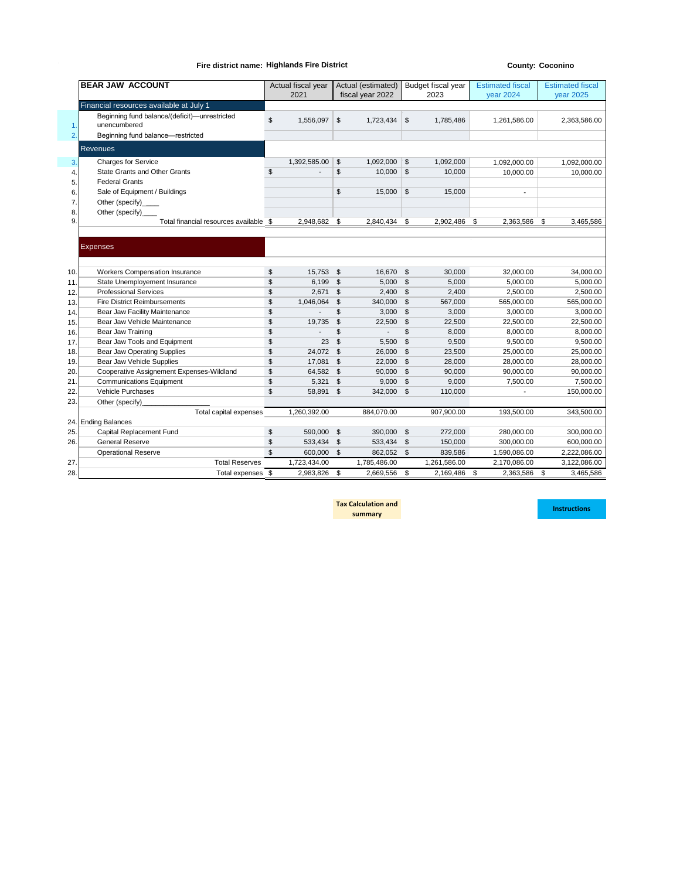**Fire district name: Highlands Fire District** **County: Coconino**

| | BEAR JAW ACCOUNT | Actual fiscal year 2021 | Actual (estimated) fiscal year 2022 | Budget fiscal year 2023 | Estimated fiscal year 2024 | Estimated fiscal year 2025 |
|---|---|---|---|---|---|---|
| | **Financial resources available at July 1** | | | | | |
| 1. | Beginning fund balance/(deficit)—unrestricted unencumbered | $ 1,556,097 | $ 1,723,434 | $ 1,785,486 | 1,261,586.00 | 2,363,586.00 |
| 2. | Beginning fund balance—restricted | | | | | |
| | **Revenues** | | | | | |
| 3. | Charges for Service | 1,392,585.00 | $ 1,092,000 | $ 1,092,000 | 1,092,000.00 | 1,092,000.00 |
| 4. | State Grants and Other Grants | $ - | $ 10,000 | $ 10,000 | 10,000.00 | 10,000.00 |
| 5. | Federal Grants | | | | | |
| 6. | Sale of Equipment / Buildings | | $ 15,000 | $ 15,000 | - | |
| 7. | Other (specify)____ | | | | | |
| 8. | Other (specify)____ | | | | | |
| 9. | Total financial resources available | $ 2,948,682 | $ 2,840,434 | $ 2,902,486 | $ 2,363,586 | $ 3,465,586 |
| | **Expenses** | | | | | |
| 10. | Workers Compensation Insurance | $ 15,753 | $ 16,670 | $ 30,000 | 32,000.00 | 34,000.00 |
| 11. | State Unemployement Insurance | $ 6,199 | $ 5,000 | $ 5,000 | 5,000.00 | 5,000.00 |
| 12. | Professional Services | $ 2,671 | $ 2,400 | $ 2,400 | 2,500.00 | 2,500.00 |
| 13. | Fire District Reimbursements | $ 1,046,064 | $ 340,000 | $ 567,000 | 565,000.00 | 565,000.00 |
| 14. | Bear Jaw Facility Maintenance | $ - | $ 3,000 | $ 3,000 | 3,000.00 | 3,000.00 |
| 15. | Bear Jaw Vehicle Maintenance | $ 19,735 | $ 22,500 | $ 22,500 | 22,500.00 | 22,500.00 |
| 16. | Bear Jaw Training | $ - | $ - | $ 8,000 | 8,000.00 | 8,000.00 |
| 17. | Bear Jaw Tools and Equipment | $ 23 | $ 5,500 | $ 9,500 | 9,500.00 | 9,500.00 |
| 18. | Bear Jaw Operating Supplies | $ 24,072 | $ 26,000 | $ 23,500 | 25,000.00 | 25,000.00 |
| 19. | Bear Jaw Vehicle Supplies | $ 17,081 | $ 22,000 | $ 28,000 | 28,000.00 | 28,000.00 |
| 20. | Cooperative Assignement Expenses-Wildland | $ 64,582 | $ 90,000 | $ 90,000 | 90,000.00 | 90,000.00 |
| 21. | Communications Equipment | $ 5,321 | $ 9,000 | $ 9,000 | 7,500.00 | 7,500.00 |
| 22. | Vehicle Purchases | $ 58,891 | $ 342,000 | $ 110,000 | - | 150,000.00 |
| 23. | Other (specify)________________ | | | | | |
| | Total capital expenses | 1,260,392.00 | 884,070.00 | 907,900.00 | 193,500.00 | 343,500.00 |
| 24. | Ending Balances | | | | | |
| 25. | Capital Replacement Fund | $ 590,000 | $ 390,000 | $ 272,000 | 280,000.00 | 300,000.00 |
| 26. | General Reserve | $ 533,434 | $ 533,434 | $ 150,000 | 300,000.00 | 600,000.00 |
| | Operational Reserve | $ 600,000 | $ 862,052 | $ 839,586 | 1,590,086.00 | 2,222,086.00 |
| 27. | Total Reserves | 1,723,434.00 | 1,785,486.00 | 1,261,586.00 | 2,170,086.00 | 3,122,086.00 |
| 28. | Total expenses | $ 2,983,826 | $ 2,669,556 | $ 2,169,486 | $ 2,363,586 | $ 3,465,586 |

**Tax Calculation and summary**

**Instructions**